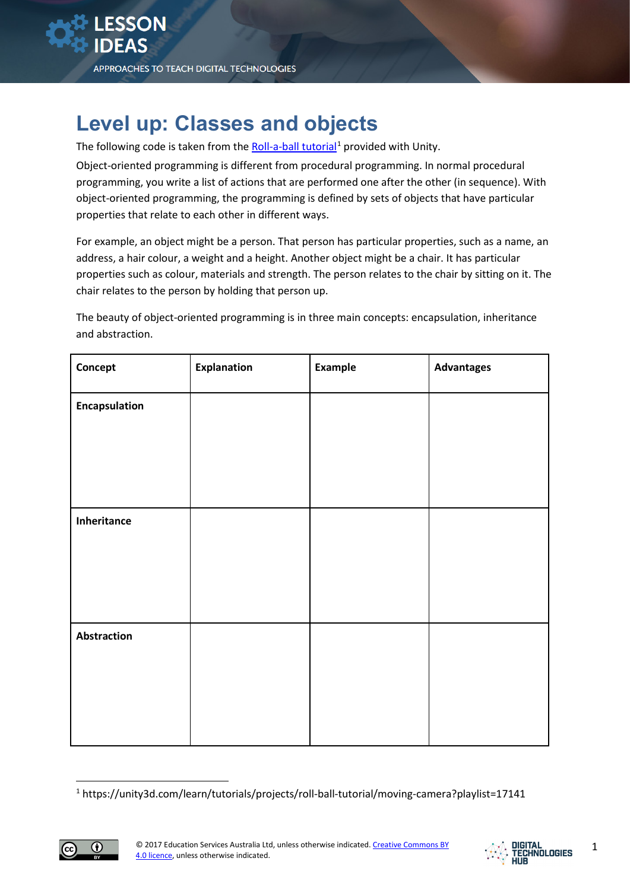# Level up: Classes and objects

The following code is taken from the [Roll-a-ball tutorial][1] provided with Unity.

Object-oriented programming is different from procedural programming. In normal procedural programming, you write a list of actions that are performed one after the other (in sequence). With object-oriented programming, the programming is defined by sets of objects that have particular properties that relate to each other in different ways.

For example, an object might be a person. That person has particular properties, such as a name, an address, a hair colour, a weight and a height. Another object might be a chair. It has particular properties such as colour, materials and strength. The person relates to the chair by sitting on it. The chair relates to the person by holding that person up.

The beauty of object-oriented programming is in three main concepts: encapsulation, inheritance and abstraction.

| Concept | Explanation | Example | Advantages |
| --- | --- | --- | --- |
| **Encapsulation** | | | |
| **Inheritance** | | | |
| **Abstraction** | | | |

[1] https://unity3d.com/learn/tutorials/projects/roll-ball-tutorial/moving-camera?playlist=17141

© 2017 Education Services Australia Ltd, unless otherwise indicated. Creative Commons BY 4.0 licence, unless otherwise indicated.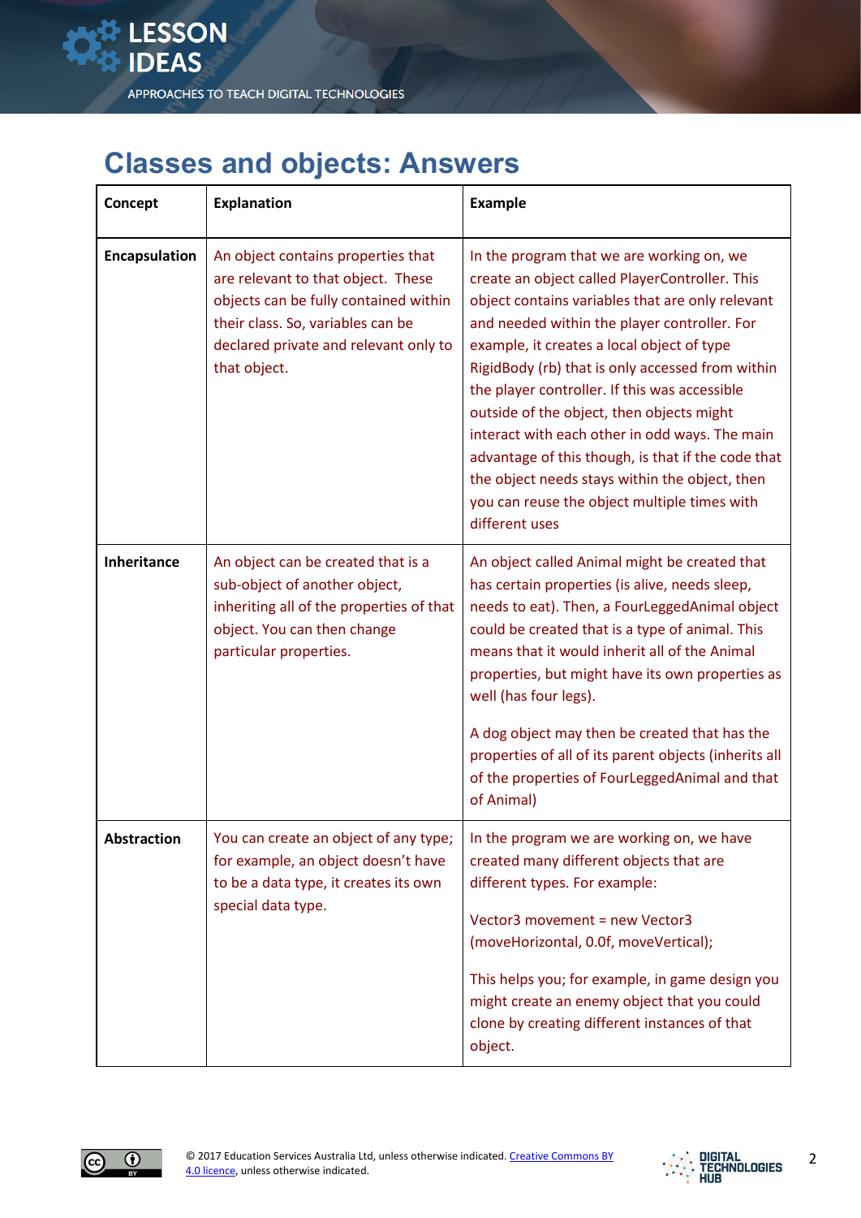# Classes and objects: Answers

| Concept | Explanation | Example |
|---|---|---|
| **Encapsulation** | An object contains properties that are relevant to that object. These objects can be fully contained within their class. So, variables can be declared private and relevant only to that object. | In the program that we are working on, we create an object called PlayerController. This object contains variables that are only relevant and needed within the player controller. For example, it creates a local object of type RigidBody (rb) that is only accessed from within the player controller. If this was accessible outside of the object, then objects might interact with each other in odd ways. The main advantage of this though, is that if the code that the object needs stays within the object, then you can reuse the object multiple times with different uses |
| **Inheritance** | An object can be created that is a sub-object of another object, inheriting all of the properties of that object. You can then change particular properties. | An object called Animal might be created that has certain properties (is alive, needs sleep, needs to eat). Then, a FourLeggedAnimal object could be created that is a type of animal. This means that it would inherit all of the Animal properties, but might have its own properties as well (has four legs).<br><br>A dog object may then be created that has the properties of all of its parent objects (inherits all of the properties of FourLeggedAnimal and that of Animal) |
| **Abstraction** | You can create an object of any type; for example, an object doesn't have to be a data type, it creates its own special data type. | In the program we are working on, we have created many different objects that are different types. For example:<br><br>Vector3 movement = new Vector3 (moveHorizontal, 0.0f, moveVertical);<br><br>This helps you; for example, in game design you might create an enemy object that you could clone by creating different instances of that object. |

© 2017 Education Services Australia Ltd, unless otherwise indicated. Creative Commons BY 4.0 licence, unless otherwise indicated.